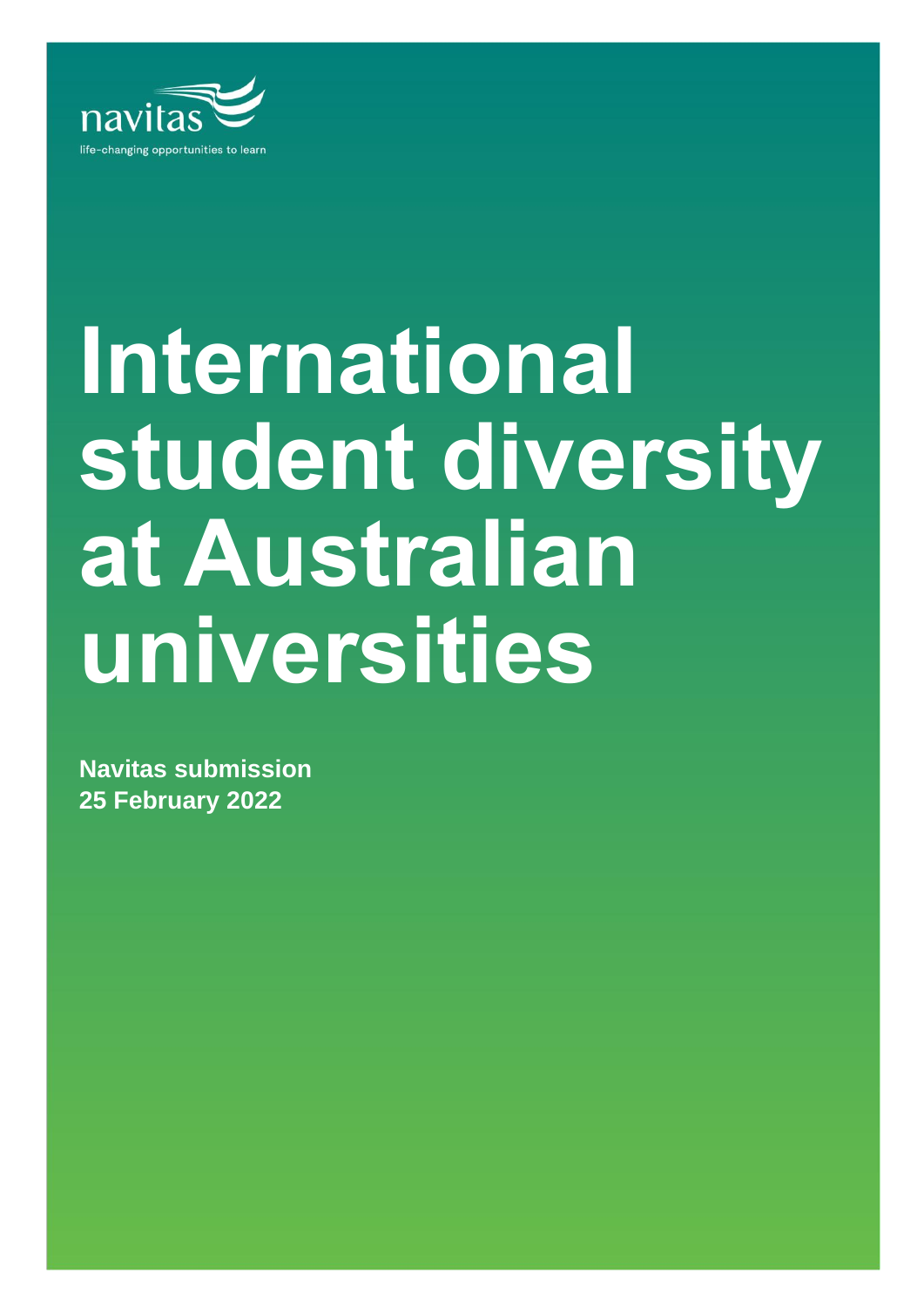navitas

life-changing opportunities to learn

# International student diversity at Australian universities

**Navitas submission**
**25 February 2022**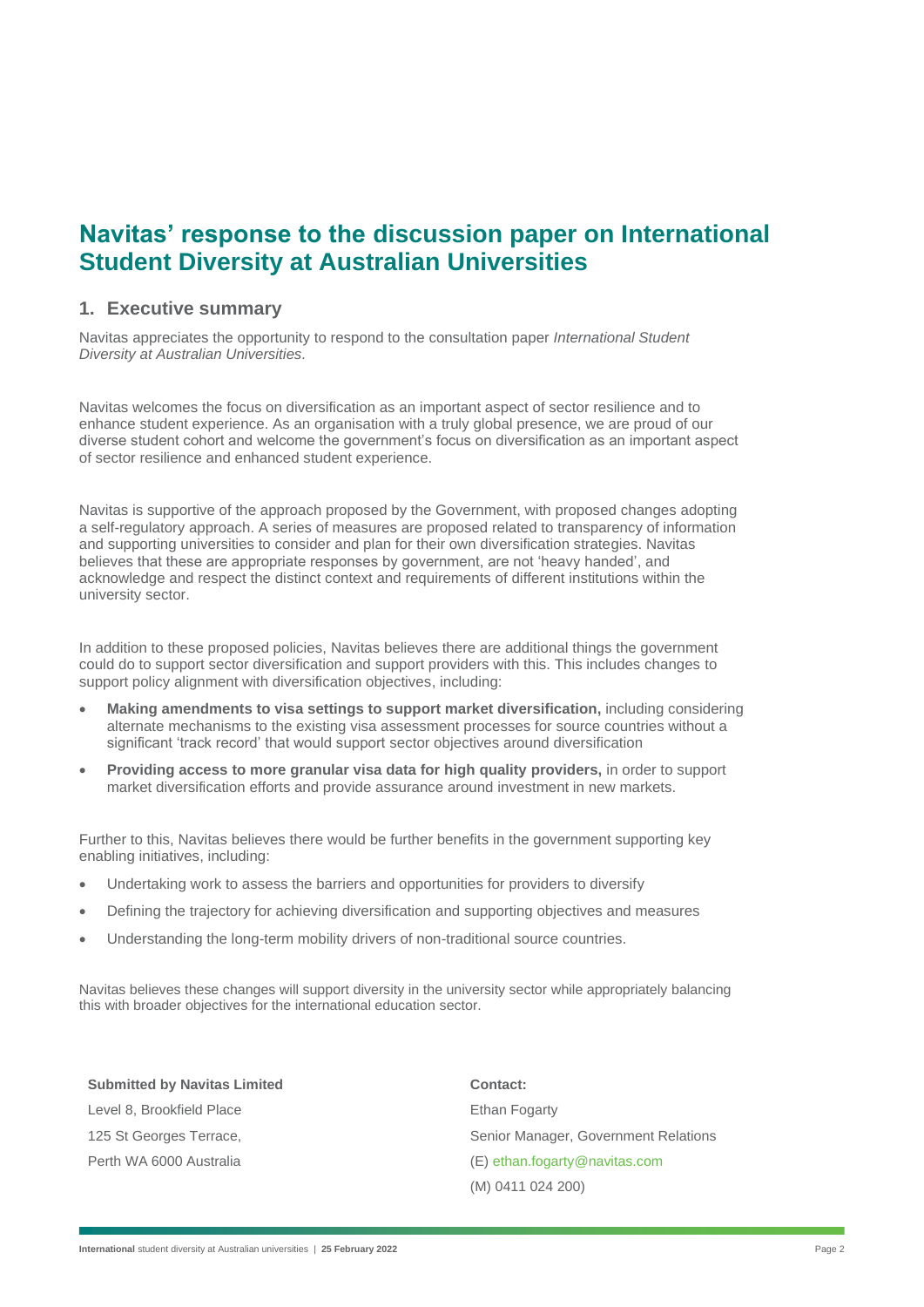# Navitas' response to the discussion paper on International Student Diversity at Australian Universities

## 1. Executive summary

Navitas appreciates the opportunity to respond to the consultation paper *International Student Diversity at Australian Universities.*

Navitas welcomes the focus on diversification as an important aspect of sector resilience and to enhance student experience. As an organisation with a truly global presence, we are proud of our diverse student cohort and welcome the government's focus on diversification as an important aspect of sector resilience and enhanced student experience.

Navitas is supportive of the approach proposed by the Government, with proposed changes adopting a self-regulatory approach. A series of measures are proposed related to transparency of information and supporting universities to consider and plan for their own diversification strategies. Navitas believes that these are appropriate responses by government, are not 'heavy handed', and acknowledge and respect the distinct context and requirements of different institutions within the university sector.

In addition to these proposed policies, Navitas believes there are additional things the government could do to support sector diversification and support providers with this. This includes changes to support policy alignment with diversification objectives, including:

- **Making amendments to visa settings to support market diversification,** including considering alternate mechanisms to the existing visa assessment processes for source countries without a significant 'track record' that would support sector objectives around diversification
- **Providing access to more granular visa data for high quality providers,** in order to support market diversification efforts and provide assurance around investment in new markets.

Further to this, Navitas believes there would be further benefits in the government supporting key enabling initiatives, including:

- Undertaking work to assess the barriers and opportunities for providers to diversify
- Defining the trajectory for achieving diversification and supporting objectives and measures
- Understanding the long-term mobility drivers of non-traditional source countries.

Navitas believes these changes will support diversity in the university sector while appropriately balancing this with broader objectives for the international education sector.

**Submitted by Navitas Limited**
Level 8, Brookfield Place
125 St Georges Terrace,
Perth WA 6000 Australia

**Contact:**
Ethan Fogarty
Senior Manager, Government Relations
(E) ethan.fogarty@navitas.com
(M) 0411 024 200)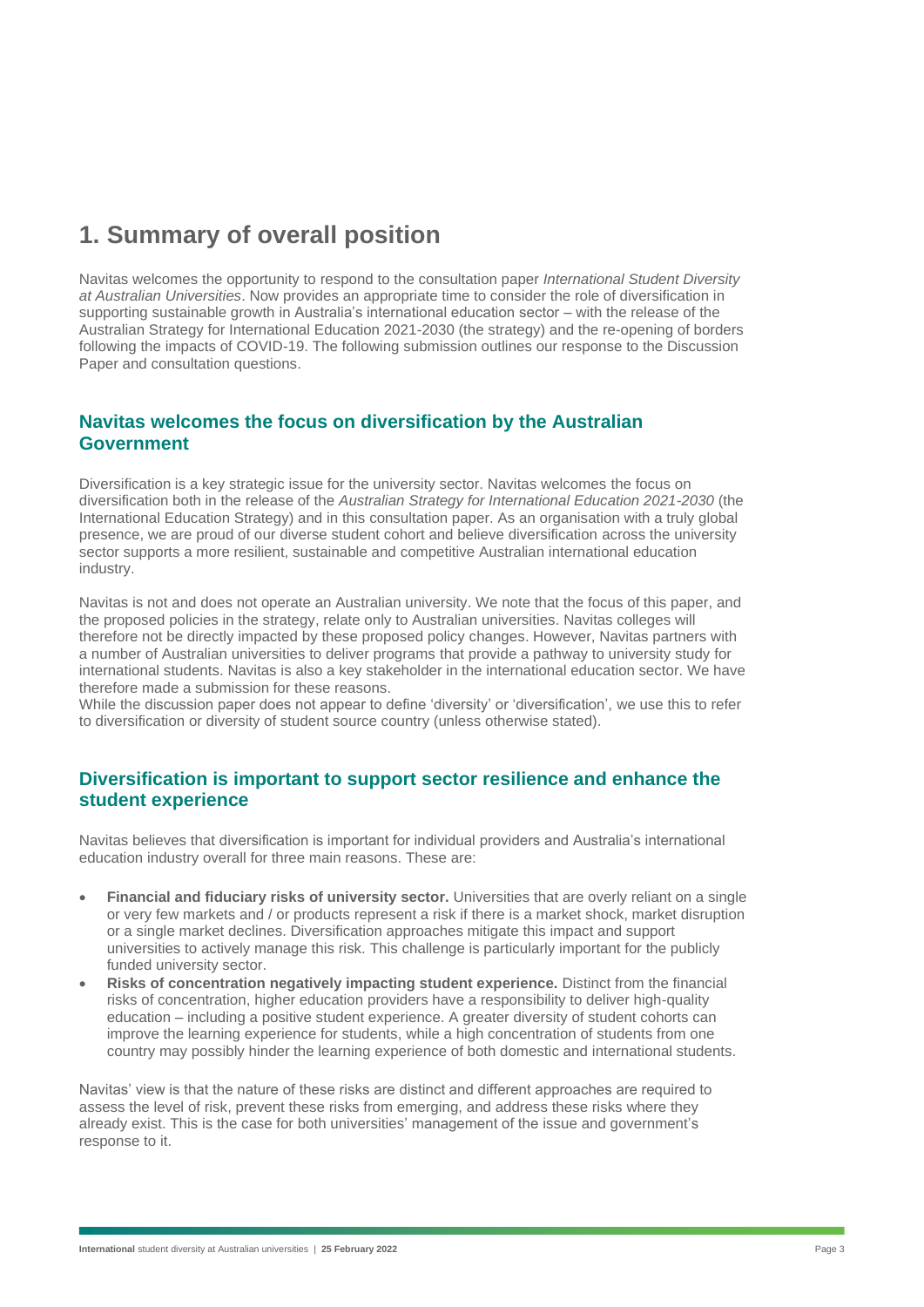# 1. Summary of overall position

Navitas welcomes the opportunity to respond to the consultation paper *International Student Diversity at Australian Universities*. Now provides an appropriate time to consider the role of diversification in supporting sustainable growth in Australia's international education sector – with the release of the Australian Strategy for International Education 2021-2030 (the strategy) and the re-opening of borders following the impacts of COVID-19. The following submission outlines our response to the Discussion Paper and consultation questions.

## Navitas welcomes the focus on diversification by the Australian Government

Diversification is a key strategic issue for the university sector. Navitas welcomes the focus on diversification both in the release of the *Australian Strategy for International Education 2021-2030* (the International Education Strategy) and in this consultation paper. As an organisation with a truly global presence, we are proud of our diverse student cohort and believe diversification across the university sector supports a more resilient, sustainable and competitive Australian international education industry.

Navitas is not and does not operate an Australian university. We note that the focus of this paper, and the proposed policies in the strategy, relate only to Australian universities. Navitas colleges will therefore not be directly impacted by these proposed policy changes. However, Navitas partners with a number of Australian universities to deliver programs that provide a pathway to university study for international students. Navitas is also a key stakeholder in the international education sector. We have therefore made a submission for these reasons.

While the discussion paper does not appear to define 'diversity' or 'diversification', we use this to refer to diversification or diversity of student source country (unless otherwise stated).

## Diversification is important to support sector resilience and enhance the student experience

Navitas believes that diversification is important for individual providers and Australia's international education industry overall for three main reasons. These are:

- **Financial and fiduciary risks of university sector.** Universities that are overly reliant on a single or very few markets and / or products represent a risk if there is a market shock, market disruption or a single market declines. Diversification approaches mitigate this impact and support universities to actively manage this risk. This challenge is particularly important for the publicly funded university sector.
- **Risks of concentration negatively impacting student experience.** Distinct from the financial risks of concentration, higher education providers have a responsibility to deliver high-quality education – including a positive student experience. A greater diversity of student cohorts can improve the learning experience for students, while a high concentration of students from one country may possibly hinder the learning experience of both domestic and international students.

Navitas' view is that the nature of these risks are distinct and different approaches are required to assess the level of risk, prevent these risks from emerging, and address these risks where they already exist. This is the case for both universities' management of the issue and government's response to it.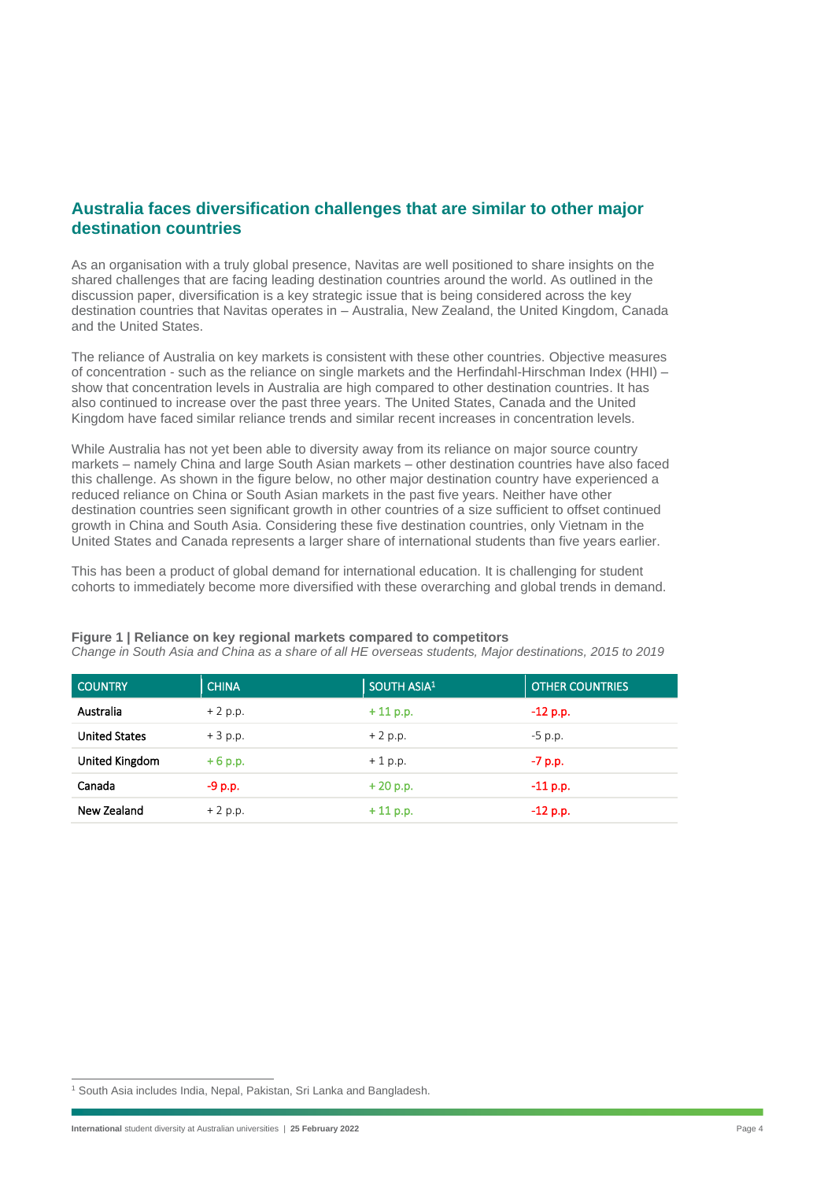## Australia faces diversification challenges that are similar to other major destination countries

As an organisation with a truly global presence, Navitas are well positioned to share insights on the shared challenges that are facing leading destination countries around the world. As outlined in the discussion paper, diversification is a key strategic issue that is being considered across the key destination countries that Navitas operates in – Australia, New Zealand, the United Kingdom, Canada and the United States.

The reliance of Australia on key markets is consistent with these other countries. Objective measures of concentration - such as the reliance on single markets and the Herfindahl-Hirschman Index (HHI) – show that concentration levels in Australia are high compared to other destination countries. It has also continued to increase over the past three years. The United States, Canada and the United Kingdom have faced similar reliance trends and similar recent increases in concentration levels.

While Australia has not yet been able to diversity away from its reliance on major source country markets – namely China and large South Asian markets – other destination countries have also faced this challenge. As shown in the figure below, no other major destination country have experienced a reduced reliance on China or South Asian markets in the past five years. Neither have other destination countries seen significant growth in other countries of a size sufficient to offset continued growth in China and South Asia. Considering these five destination countries, only Vietnam in the United States and Canada represents a larger share of international students than five years earlier.

This has been a product of global demand for international education. It is challenging for student cohorts to immediately become more diversified with these overarching and global trends in demand.

**Figure 1 | Reliance on key regional markets compared to competitors**

*Change in South Asia and China as a share of all HE overseas students, Major destinations, 2015 to 2019*

| COUNTRY | CHINA | SOUTH ASIA[1] | OTHER COUNTRIES |
|---|---|---|---|
| Australia | + 2 p.p. | + 11 p.p. | -12 p.p. |
| United States | + 3 p.p. | + 2 p.p. | -5 p.p. |
| United Kingdom | + 6 p.p. | + 1 p.p. | -7 p.p. |
| Canada | -9 p.p. | + 20 p.p. | -11 p.p. |
| New Zealand | + 2 p.p. | + 11 p.p. | -12 p.p. |

[1] South Asia includes India, Nepal, Pakistan, Sri Lanka and Bangladesh.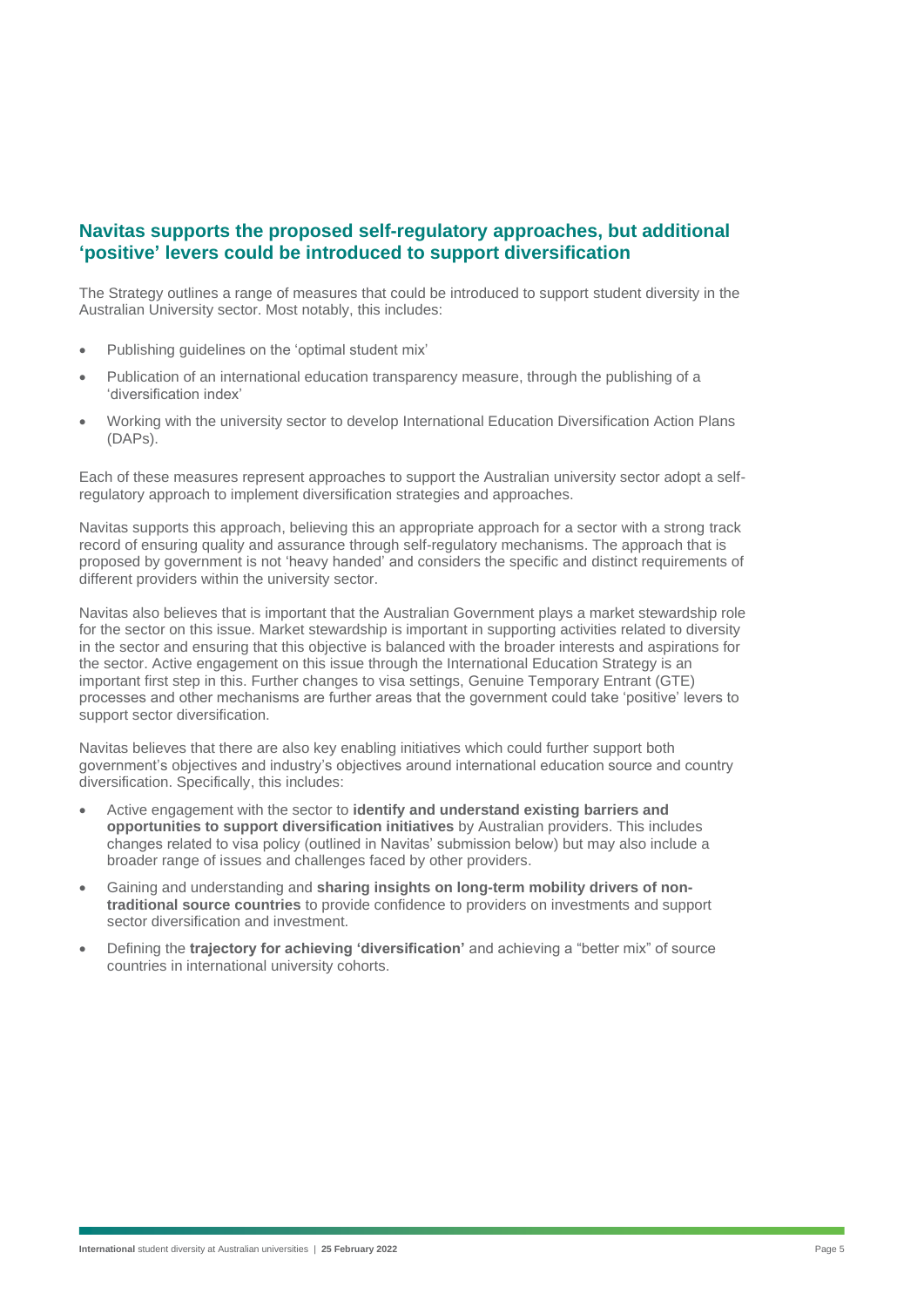## Navitas supports the proposed self-regulatory approaches, but additional 'positive' levers could be introduced to support diversification

The Strategy outlines a range of measures that could be introduced to support student diversity in the Australian University sector. Most notably, this includes:

- Publishing guidelines on the 'optimal student mix'
- Publication of an international education transparency measure, through the publishing of a 'diversification index'
- Working with the university sector to develop International Education Diversification Action Plans (DAPs).

Each of these measures represent approaches to support the Australian university sector adopt a self-regulatory approach to implement diversification strategies and approaches.

Navitas supports this approach, believing this an appropriate approach for a sector with a strong track record of ensuring quality and assurance through self-regulatory mechanisms. The approach that is proposed by government is not 'heavy handed' and considers the specific and distinct requirements of different providers within the university sector.

Navitas also believes that is important that the Australian Government plays a market stewardship role for the sector on this issue. Market stewardship is important in supporting activities related to diversity in the sector and ensuring that this objective is balanced with the broader interests and aspirations for the sector. Active engagement on this issue through the International Education Strategy is an important first step in this. Further changes to visa settings, Genuine Temporary Entrant (GTE) processes and other mechanisms are further areas that the government could take 'positive' levers to support sector diversification.

Navitas believes that there are also key enabling initiatives which could further support both government's objectives and industry's objectives around international education source and country diversification. Specifically, this includes:

- Active engagement with the sector to **identify and understand existing barriers and opportunities to support diversification initiatives** by Australian providers. This includes changes related to visa policy (outlined in Navitas' submission below) but may also include a broader range of issues and challenges faced by other providers.
- Gaining and understanding and **sharing insights on long-term mobility drivers of non-traditional source countries** to provide confidence to providers on investments and support sector diversification and investment.
- Defining the **trajectory for achieving 'diversification'** and achieving a "better mix" of source countries in international university cohorts.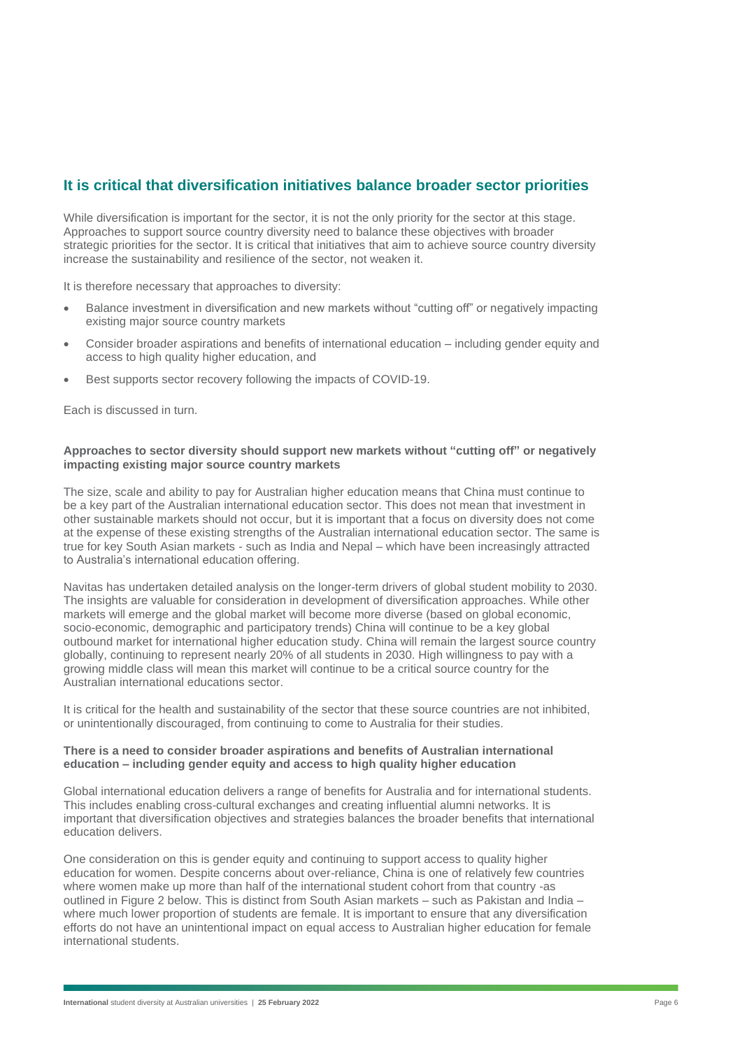## It is critical that diversification initiatives balance broader sector priorities

While diversification is important for the sector, it is not the only priority for the sector at this stage. Approaches to support source country diversity need to balance these objectives with broader strategic priorities for the sector. It is critical that initiatives that aim to achieve source country diversity increase the sustainability and resilience of the sector, not weaken it.

It is therefore necessary that approaches to diversity:

- Balance investment in diversification and new markets without "cutting off" or negatively impacting existing major source country markets
- Consider broader aspirations and benefits of international education – including gender equity and access to high quality higher education, and
- Best supports sector recovery following the impacts of COVID-19.

Each is discussed in turn.

**Approaches to sector diversity should support new markets without "cutting off" or negatively impacting existing major source country markets**

The size, scale and ability to pay for Australian higher education means that China must continue to be a key part of the Australian international education sector. This does not mean that investment in other sustainable markets should not occur, but it is important that a focus on diversity does not come at the expense of these existing strengths of the Australian international education sector. The same is true for key South Asian markets - such as India and Nepal – which have been increasingly attracted to Australia's international education offering.

Navitas has undertaken detailed analysis on the longer-term drivers of global student mobility to 2030. The insights are valuable for consideration in development of diversification approaches. While other markets will emerge and the global market will become more diverse (based on global economic, socio-economic, demographic and participatory trends) China will continue to be a key global outbound market for international higher education study. China will remain the largest source country globally, continuing to represent nearly 20% of all students in 2030. High willingness to pay with a growing middle class will mean this market will continue to be a critical source country for the Australian international educations sector.

It is critical for the health and sustainability of the sector that these source countries are not inhibited, or unintentionally discouraged, from continuing to come to Australia for their studies.

**There is a need to consider broader aspirations and benefits of Australian international education – including gender equity and access to high quality higher education**

Global international education delivers a range of benefits for Australia and for international students. This includes enabling cross-cultural exchanges and creating influential alumni networks. It is important that diversification objectives and strategies balances the broader benefits that international education delivers.

One consideration on this is gender equity and continuing to support access to quality higher education for women. Despite concerns about over-reliance, China is one of relatively few countries where women make up more than half of the international student cohort from that country -as outlined in Figure 2 below. This is distinct from South Asian markets – such as Pakistan and India – where much lower proportion of students are female. It is important to ensure that any diversification efforts do not have an unintentional impact on equal access to Australian higher education for female international students.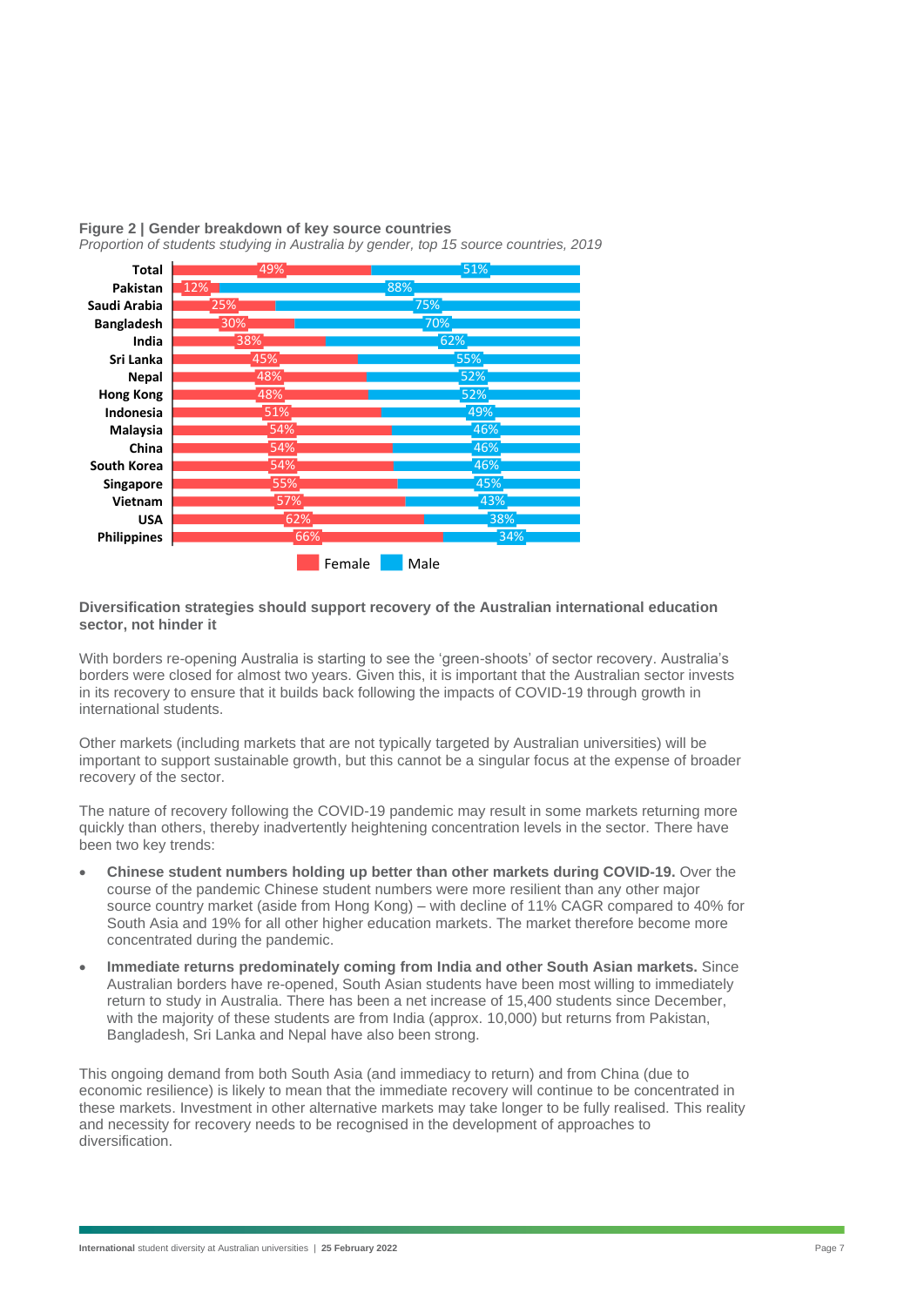**Figure 2 | Gender breakdown of key source countries**

*Proportion of students studying in Australia by gender, top 15 source countries, 2019*

| Country | Female | Male |
| --- | --- | --- |
| Total | 49% | 51% |
| Pakistan | 12% | 88% |
| Saudi Arabia | 25% | 75% |
| Bangladesh | 30% | 70% |
| India | 38% | 62% |
| Sri Lanka | 45% | 55% |
| Nepal | 48% | 52% |
| Hong Kong | 48% | 52% |
| Indonesia | 51% | 49% |
| Malaysia | 54% | 46% |
| China | 54% | 46% |
| South Korea | 54% | 46% |
| Singapore | 55% | 45% |
| Vietnam | 57% | 43% |
| USA | 62% | 38% |
| Philippines | 66% | 34% |

## Diversification strategies should support recovery of the Australian international education sector, not hinder it

With borders re-opening Australia is starting to see the 'green-shoots' of sector recovery. Australia's borders were closed for almost two years. Given this, it is important that the Australian sector invests in its recovery to ensure that it builds back following the impacts of COVID-19 through growth in international students.

Other markets (including markets that are not typically targeted by Australian universities) will be important to support sustainable growth, but this cannot be a singular focus at the expense of broader recovery of the sector.

The nature of recovery following the COVID-19 pandemic may result in some markets returning more quickly than others, thereby inadvertently heightening concentration levels in the sector. There have been two key trends:

- **Chinese student numbers holding up better than other markets during COVID-19.** Over the course of the pandemic Chinese student numbers were more resilient than any other major source country market (aside from Hong Kong) – with decline of 11% CAGR compared to 40% for South Asia and 19% for all other higher education markets. The market therefore become more concentrated during the pandemic.
- **Immediate returns predominately coming from India and other South Asian markets.** Since Australian borders have re-opened, South Asian students have been most willing to immediately return to study in Australia. There has been a net increase of 15,400 students since December, with the majority of these students are from India (approx. 10,000) but returns from Pakistan, Bangladesh, Sri Lanka and Nepal have also been strong.

This ongoing demand from both South Asia (and immediacy to return) and from China (due to economic resilience) is likely to mean that the immediate recovery will continue to be concentrated in these markets. Investment in other alternative markets may take longer to be fully realised. This reality and necessity for recovery needs to be recognised in the development of approaches to diversification.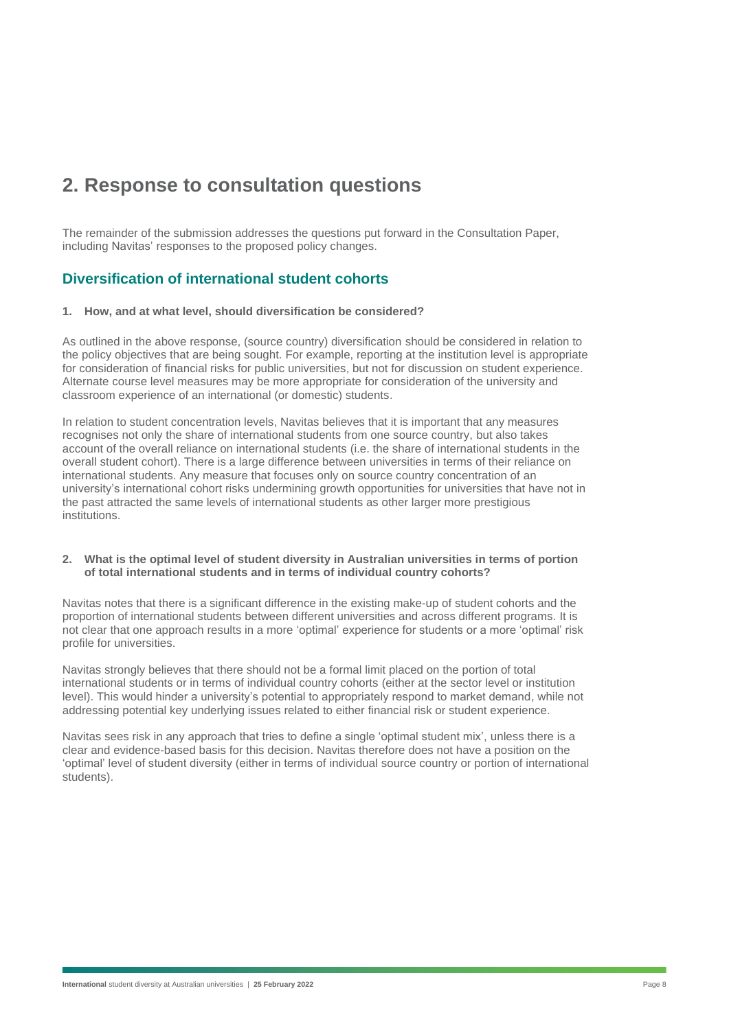# 2. Response to consultation questions

The remainder of the submission addresses the questions put forward in the Consultation Paper, including Navitas' responses to the proposed policy changes.

## Diversification of international student cohorts

**1. How, and at what level, should diversification be considered?**

As outlined in the above response, (source country) diversification should be considered in relation to the policy objectives that are being sought. For example, reporting at the institution level is appropriate for consideration of financial risks for public universities, but not for discussion on student experience. Alternate course level measures may be more appropriate for consideration of the university and classroom experience of an international (or domestic) students.

In relation to student concentration levels, Navitas believes that it is important that any measures recognises not only the share of international students from one source country, but also takes account of the overall reliance on international students (i.e. the share of international students in the overall student cohort). There is a large difference between universities in terms of their reliance on international students. Any measure that focuses only on source country concentration of an university's international cohort risks undermining growth opportunities for universities that have not in the past attracted the same levels of international students as other larger more prestigious institutions.

**2. What is the optimal level of student diversity in Australian universities in terms of portion of total international students and in terms of individual country cohorts?**

Navitas notes that there is a significant difference in the existing make-up of student cohorts and the proportion of international students between different universities and across different programs. It is not clear that one approach results in a more 'optimal' experience for students or a more 'optimal' risk profile for universities.

Navitas strongly believes that there should not be a formal limit placed on the portion of total international students or in terms of individual country cohorts (either at the sector level or institution level). This would hinder a university's potential to appropriately respond to market demand, while not addressing potential key underlying issues related to either financial risk or student experience.

Navitas sees risk in any approach that tries to define a single 'optimal student mix', unless there is a clear and evidence-based basis for this decision. Navitas therefore does not have a position on the 'optimal' level of student diversity (either in terms of individual source country or portion of international students).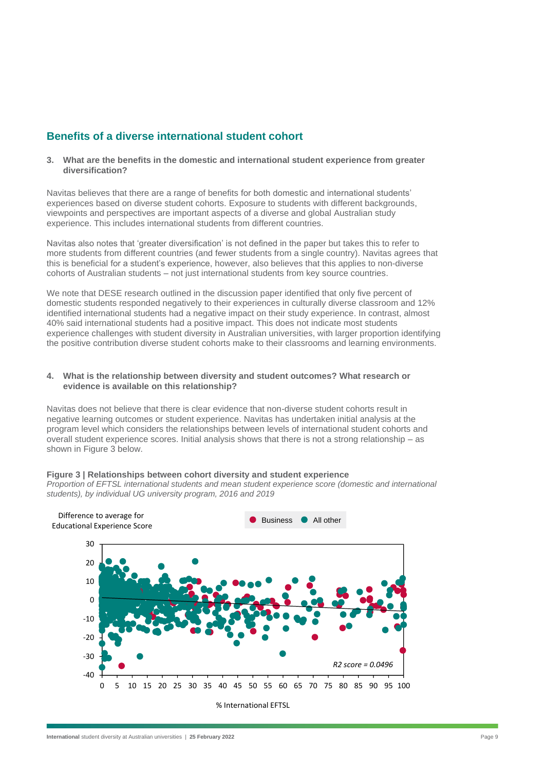## Benefits of a diverse international student cohort

**3. What are the benefits in the domestic and international student experience from greater diversification?**

Navitas believes that there are a range of benefits for both domestic and international students' experiences based on diverse student cohorts. Exposure to students with different backgrounds, viewpoints and perspectives are important aspects of a diverse and global Australian study experience. This includes international students from different countries.

Navitas also notes that 'greater diversification' is not defined in the paper but takes this to refer to more students from different countries (and fewer students from a single country). Navitas agrees that this is beneficial for a student's experience, however, also believes that this applies to non-diverse cohorts of Australian students – not just international students from key source countries.

We note that DESE research outlined in the discussion paper identified that only five percent of domestic students responded negatively to their experiences in culturally diverse classroom and 12% identified international students had a negative impact on their study experience. In contrast, almost 40% said international students had a positive impact. This does not indicate most students experience challenges with student diversity in Australian universities, with larger proportion identifying the positive contribution diverse student cohorts make to their classrooms and learning environments.

**4. What is the relationship between diversity and student outcomes? What research or evidence is available on this relationship?**

Navitas does not believe that there is clear evidence that non-diverse student cohorts result in negative learning outcomes or student experience. Navitas has undertaken initial analysis at the program level which considers the relationships between levels of international student cohorts and overall student experience scores. Initial analysis shows that there is not a strong relationship – as shown in Figure 3 below.

**Figure 3 | Relationships between cohort diversity and student experience**

*Proportion of EFTSL international students and mean student experience score (domestic and international students), by individual UG university program, 2016 and 2019*

Difference to average for Educational Experience Score

Business ● All other ●

*R2 score = 0.0496*

% International EFTSL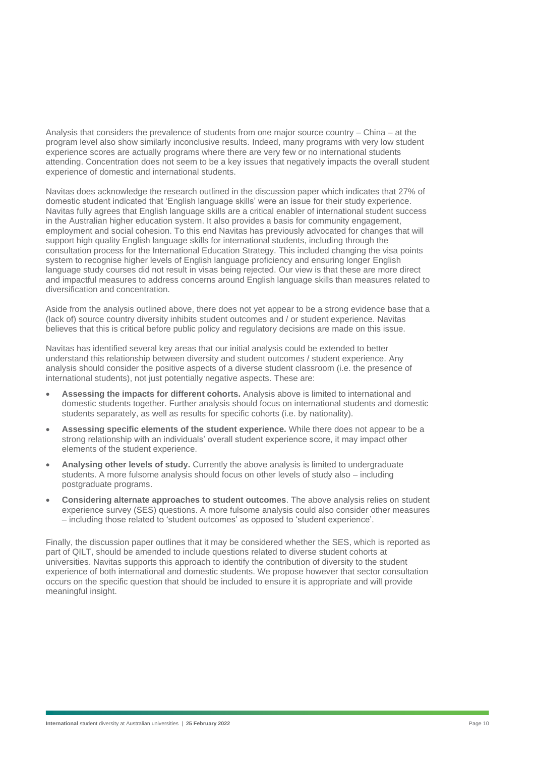Analysis that considers the prevalence of students from one major source country – China – at the program level also show similarly inconclusive results. Indeed, many programs with very low student experience scores are actually programs where there are very few or no international students attending. Concentration does not seem to be a key issues that negatively impacts the overall student experience of domestic and international students.

Navitas does acknowledge the research outlined in the discussion paper which indicates that 27% of domestic student indicated that 'English language skills' were an issue for their study experience. Navitas fully agrees that English language skills are a critical enabler of international student success in the Australian higher education system. It also provides a basis for community engagement, employment and social cohesion. To this end Navitas has previously advocated for changes that will support high quality English language skills for international students, including through the consultation process for the International Education Strategy. This included changing the visa points system to recognise higher levels of English language proficiency and ensuring longer English language study courses did not result in visas being rejected. Our view is that these are more direct and impactful measures to address concerns around English language skills than measures related to diversification and concentration.

Aside from the analysis outlined above, there does not yet appear to be a strong evidence base that a (lack of) source country diversity inhibits student outcomes and / or student experience. Navitas believes that this is critical before public policy and regulatory decisions are made on this issue.

Navitas has identified several key areas that our initial analysis could be extended to better understand this relationship between diversity and student outcomes / student experience. Any analysis should consider the positive aspects of a diverse student classroom (i.e. the presence of international students), not just potentially negative aspects. These are:

- **Assessing the impacts for different cohorts.** Analysis above is limited to international and domestic students together. Further analysis should focus on international students and domestic students separately, as well as results for specific cohorts (i.e. by nationality).
- **Assessing specific elements of the student experience.** While there does not appear to be a strong relationship with an individuals' overall student experience score, it may impact other elements of the student experience.
- **Analysing other levels of study.** Currently the above analysis is limited to undergraduate students. A more fulsome analysis should focus on other levels of study also – including postgraduate programs.
- **Considering alternate approaches to student outcomes**. The above analysis relies on student experience survey (SES) questions. A more fulsome analysis could also consider other measures – including those related to 'student outcomes' as opposed to 'student experience'.

Finally, the discussion paper outlines that it may be considered whether the SES, which is reported as part of QILT, should be amended to include questions related to diverse student cohorts at universities. Navitas supports this approach to identify the contribution of diversity to the student experience of both international and domestic students. We propose however that sector consultation occurs on the specific question that should be included to ensure it is appropriate and will provide meaningful insight.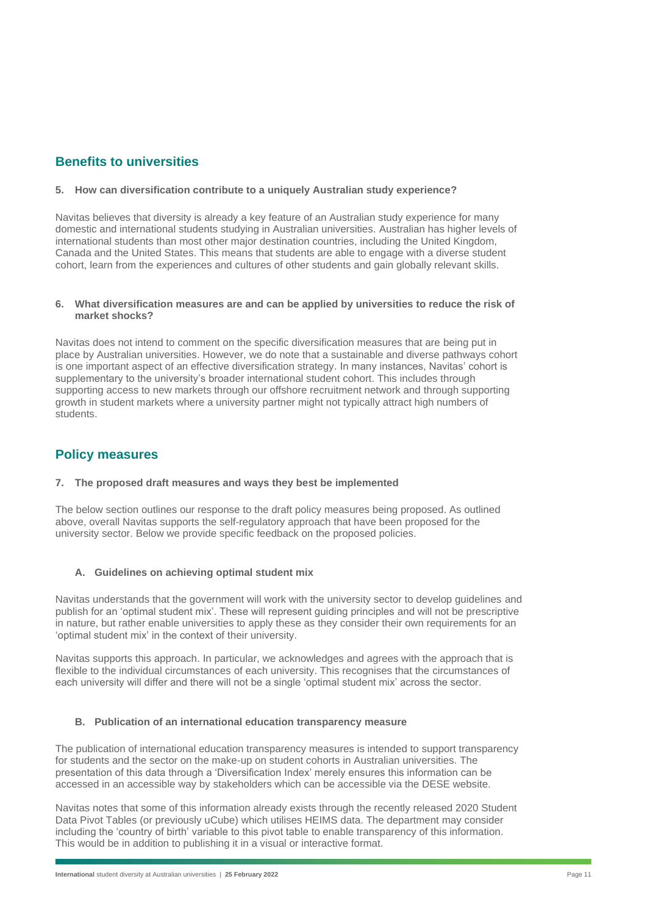## Benefits to universities

**5. How can diversification contribute to a uniquely Australian study experience?**

Navitas believes that diversity is already a key feature of an Australian study experience for many domestic and international students studying in Australian universities. Australian has higher levels of international students than most other major destination countries, including the United Kingdom, Canada and the United States. This means that students are able to engage with a diverse student cohort, learn from the experiences and cultures of other students and gain globally relevant skills.

**6. What diversification measures are and can be applied by universities to reduce the risk of market shocks?**

Navitas does not intend to comment on the specific diversification measures that are being put in place by Australian universities. However, we do note that a sustainable and diverse pathways cohort is one important aspect of an effective diversification strategy. In many instances, Navitas' cohort is supplementary to the university's broader international student cohort. This includes through supporting access to new markets through our offshore recruitment network and through supporting growth in student markets where a university partner might not typically attract high numbers of students.

## Policy measures

**7. The proposed draft measures and ways they best be implemented**

The below section outlines our response to the draft policy measures being proposed. As outlined above, overall Navitas supports the self-regulatory approach that have been proposed for the university sector. Below we provide specific feedback on the proposed policies.

**A. Guidelines on achieving optimal student mix**

Navitas understands that the government will work with the university sector to develop guidelines and publish for an 'optimal student mix'. These will represent guiding principles and will not be prescriptive in nature, but rather enable universities to apply these as they consider their own requirements for an 'optimal student mix' in the context of their university.

Navitas supports this approach. In particular, we acknowledges and agrees with the approach that is flexible to the individual circumstances of each university. This recognises that the circumstances of each university will differ and there will not be a single 'optimal student mix' across the sector.

**B. Publication of an international education transparency measure**

The publication of international education transparency measures is intended to support transparency for students and the sector on the make-up on student cohorts in Australian universities. The presentation of this data through a 'Diversification Index' merely ensures this information can be accessed in an accessible way by stakeholders which can be accessible via the DESE website.

Navitas notes that some of this information already exists through the recently released 2020 Student Data Pivot Tables (or previously uCube) which utilises HEIMS data. The department may consider including the 'country of birth' variable to this pivot table to enable transparency of this information. This would be in addition to publishing it in a visual or interactive format.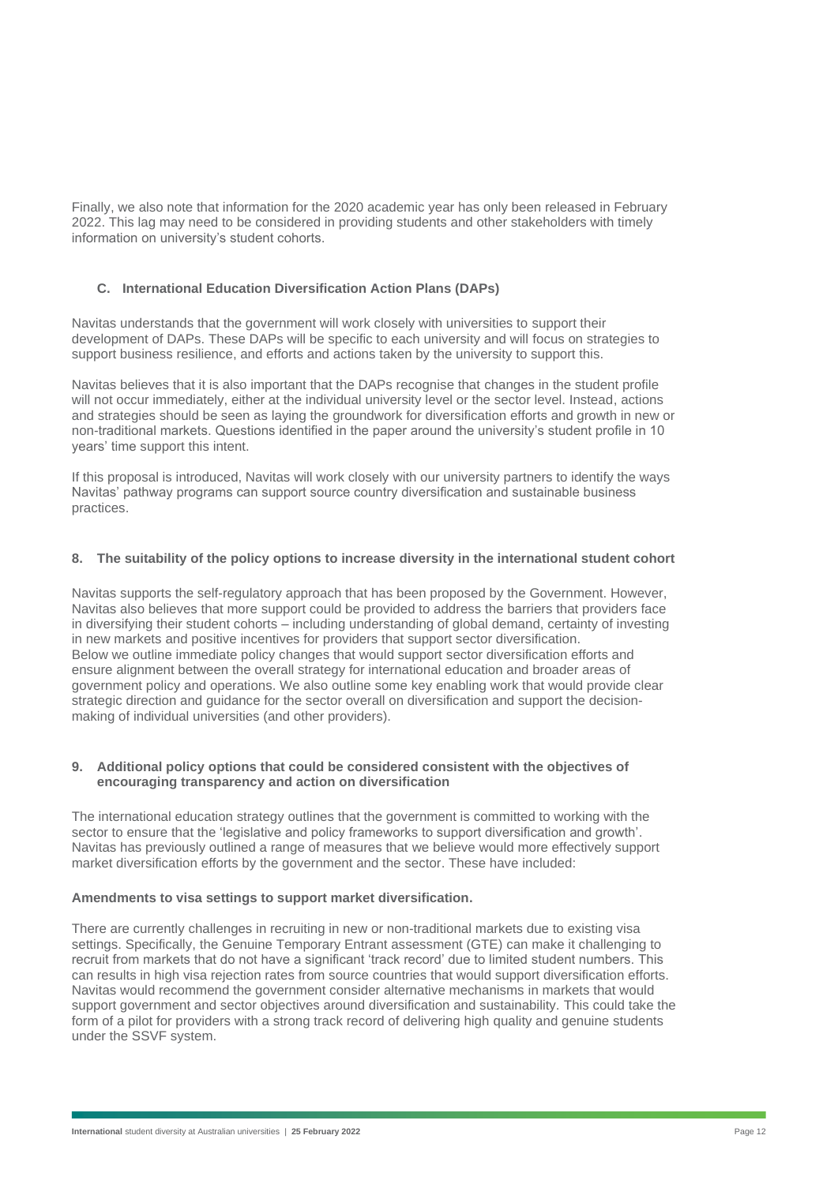Finally, we also note that information for the 2020 academic year has only been released in February 2022. This lag may need to be considered in providing students and other stakeholders with timely information on university's student cohorts.

### C. International Education Diversification Action Plans (DAPs)

Navitas understands that the government will work closely with universities to support their development of DAPs. These DAPs will be specific to each university and will focus on strategies to support business resilience, and efforts and actions taken by the university to support this.

Navitas believes that it is also important that the DAPs recognise that changes in the student profile will not occur immediately, either at the individual university level or the sector level. Instead, actions and strategies should be seen as laying the groundwork for diversification efforts and growth in new or non-traditional markets. Questions identified in the paper around the university's student profile in 10 years' time support this intent.

If this proposal is introduced, Navitas will work closely with our university partners to identify the ways Navitas' pathway programs can support source country diversification and sustainable business practices.

### 8. The suitability of the policy options to increase diversity in the international student cohort

Navitas supports the self-regulatory approach that has been proposed by the Government. However, Navitas also believes that more support could be provided to address the barriers that providers face in diversifying their student cohorts – including understanding of global demand, certainty of investing in new markets and positive incentives for providers that support sector diversification.
Below we outline immediate policy changes that would support sector diversification efforts and ensure alignment between the overall strategy for international education and broader areas of government policy and operations. We also outline some key enabling work that would provide clear strategic direction and guidance for the sector overall on diversification and support the decision-making of individual universities (and other providers).

### 9. Additional policy options that could be considered consistent with the objectives of encouraging transparency and action on diversification

The international education strategy outlines that the government is committed to working with the sector to ensure that the 'legislative and policy frameworks to support diversification and growth'. Navitas has previously outlined a range of measures that we believe would more effectively support market diversification efforts by the government and the sector. These have included:

**Amendments to visa settings to support market diversification.**

There are currently challenges in recruiting in new or non-traditional markets due to existing visa settings. Specifically, the Genuine Temporary Entrant assessment (GTE) can make it challenging to recruit from markets that do not have a significant 'track record' due to limited student numbers. This can results in high visa rejection rates from source countries that would support diversification efforts. Navitas would recommend the government consider alternative mechanisms in markets that would support government and sector objectives around diversification and sustainability. This could take the form of a pilot for providers with a strong track record of delivering high quality and genuine students under the SSVF system.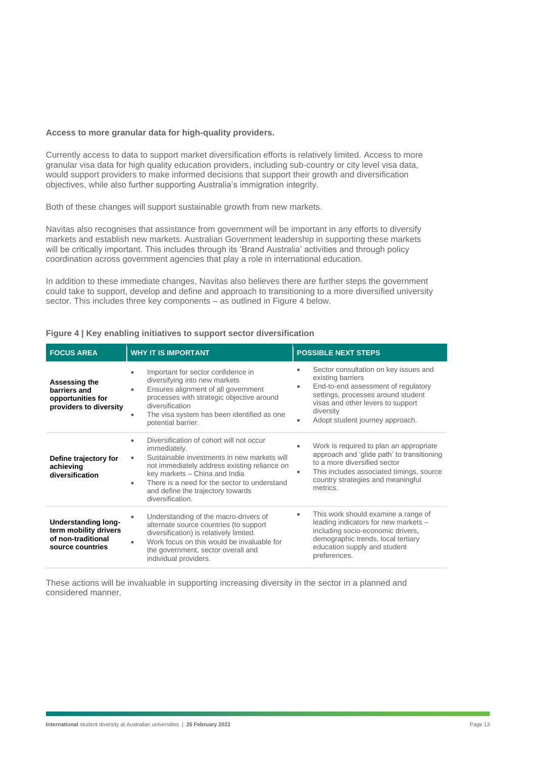**Access to more granular data for high-quality providers.**

Currently access to data to support market diversification efforts is relatively limited. Access to more granular visa data for high quality education providers, including sub-country or city level visa data, would support providers to make informed decisions that support their growth and diversification objectives, while also further supporting Australia's immigration integrity.

Both of these changes will support sustainable growth from new markets.

Navitas also recognises that assistance from government will be important in any efforts to diversify markets and establish new markets. Australian Government leadership in supporting these markets will be critically important. This includes through its 'Brand Australia' activities and through policy coordination across government agencies that play a role in international education.

In addition to these immediate changes, Navitas also believes there are further steps the government could take to support, develop and define and approach to transitioning to a more diversified university sector. This includes three key components – as outlined in Figure 4 below.

**Figure 4 | Key enabling initiatives to support sector diversification**

| FOCUS AREA | WHY IT IS IMPORTANT | POSSIBLE NEXT STEPS |
|---|---|---|
| **Assessing the barriers and opportunities for providers to diversity** | • Important for sector confidence in diversifying into new markets<br>• Ensures alignment of all government processes with strategic objective around diversification<br>• The visa system has been identified as one potential barrier. | • Sector consultation on key issues and existing barriers<br>• End-to-end assessment of regulatory settings, processes around student visas and other levers to support diversity<br>• Adopt student journey approach. |
| **Define trajectory for achieving diversification** | • Diversification of cohort will not occur immediately.<br>• Sustainable investments in new markets will not immediately address existing reliance on key markets – China and India<br>• There is a need for the sector to understand and define the trajectory towards diversification. | • Work is required to plan an appropriate approach and 'glide path' to transitioning to a more diversified sector<br>• This includes associated timings, source country strategies and meaningful metrics. |
| **Understanding long-term mobility drivers of non-traditional source countries** | • Understanding of the macro-drivers of alternate source countries (to support diversification) is relatively limited.<br>• Work focus on this would be invaluable for the government, sector overall and individual providers. | • This work should examine a range of leading indicators for new markets – including socio-economic drivers, demographic trends, local tertiary education supply and student preferences. |

These actions will be invaluable in supporting increasing diversity in the sector in a planned and considered manner.